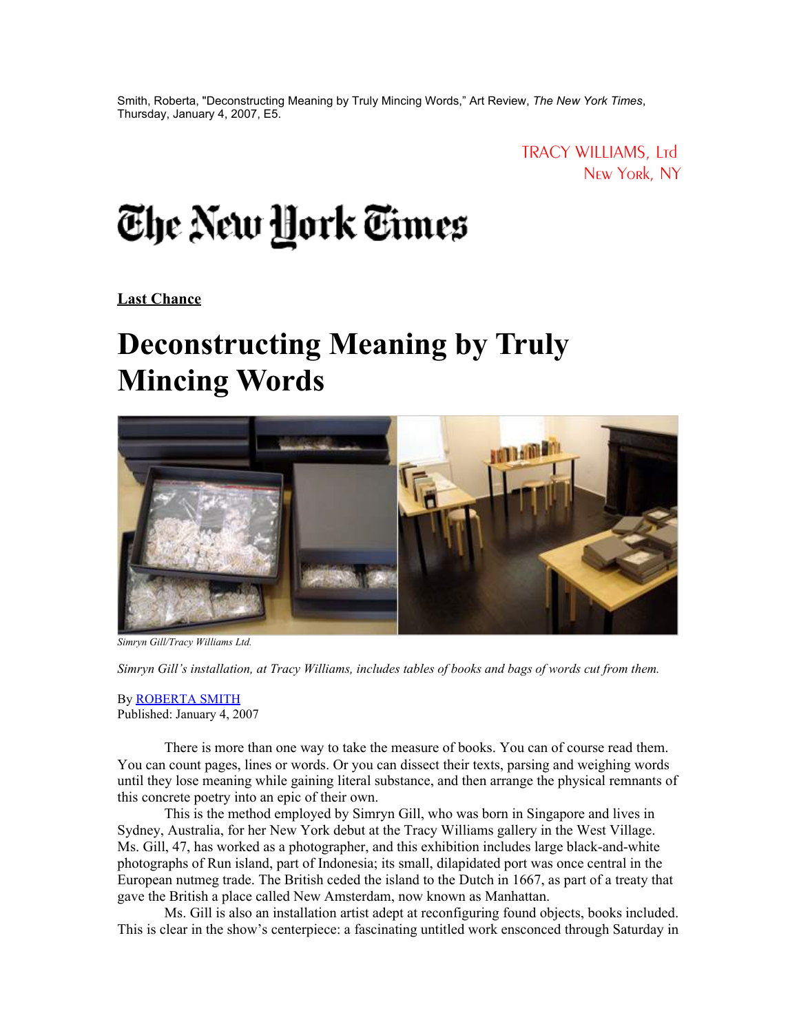Smith, Roberta, "Deconstructing Meaning by Truly Mincing Words," Art Review, *The New York Times*, Thursday, January 4, 2007, E5.

TRACY WILLIAMS, Ltd
New York, NY

The New York Times

**Last Chance**

# Deconstructing Meaning by Truly Mincing Words

*Simryn Gill/Tracy Williams Ltd.*

*Simryn Gill's installation, at Tracy Williams, includes tables of books and bags of words cut from them.*

By ROBERTA SMITH
Published: January 4, 2007

There is more than one way to take the measure of books. You can of course read them. You can count pages, lines or words. Or you can dissect their texts, parsing and weighing words until they lose meaning while gaining literal substance, and then arrange the physical remnants of this concrete poetry into an epic of their own.

This is the method employed by Simryn Gill, who was born in Singapore and lives in Sydney, Australia, for her New York debut at the Tracy Williams gallery in the West Village. Ms. Gill, 47, has worked as a photographer, and this exhibition includes large black-and-white photographs of Run island, part of Indonesia; its small, dilapidated port was once central in the European nutmeg trade. The British ceded the island to the Dutch in 1667, as part of a treaty that gave the British a place called New Amsterdam, now known as Manhattan.

Ms. Gill is also an installation artist adept at reconfiguring found objects, books included. This is clear in the show's centerpiece: a fascinating untitled work ensconced through Saturday in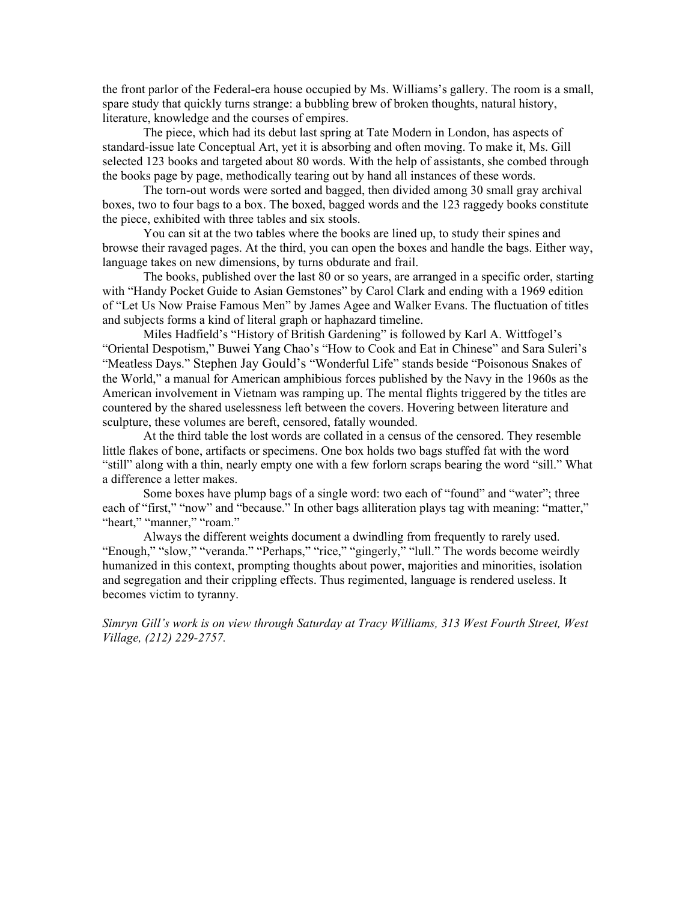the front parlor of the Federal-era house occupied by Ms. Williams's gallery. The room is a small, spare study that quickly turns strange: a bubbling brew of broken thoughts, natural history, literature, knowledge and the courses of empires.

The piece, which had its debut last spring at Tate Modern in London, has aspects of standard-issue late Conceptual Art, yet it is absorbing and often moving. To make it, Ms. Gill selected 123 books and targeted about 80 words. With the help of assistants, she combed through the books page by page, methodically tearing out by hand all instances of these words.

The torn-out words were sorted and bagged, then divided among 30 small gray archival boxes, two to four bags to a box. The boxed, bagged words and the 123 raggedy books constitute the piece, exhibited with three tables and six stools.

You can sit at the two tables where the books are lined up, to study their spines and browse their ravaged pages. At the third, you can open the boxes and handle the bags. Either way, language takes on new dimensions, by turns obdurate and frail.

The books, published over the last 80 or so years, are arranged in a specific order, starting with "Handy Pocket Guide to Asian Gemstones" by Carol Clark and ending with a 1969 edition of "Let Us Now Praise Famous Men" by James Agee and Walker Evans. The fluctuation of titles and subjects forms a kind of literal graph or haphazard timeline.

Miles Hadfield's "History of British Gardening" is followed by Karl A. Wittfogel's "Oriental Despotism," Buwei Yang Chao's "How to Cook and Eat in Chinese" and Sara Suleri's "Meatless Days." Stephen Jay Gould's "Wonderful Life" stands beside "Poisonous Snakes of the World," a manual for American amphibious forces published by the Navy in the 1960s as the American involvement in Vietnam was ramping up. The mental flights triggered by the titles are countered by the shared uselessness left between the covers. Hovering between literature and sculpture, these volumes are bereft, censored, fatally wounded.

At the third table the lost words are collated in a census of the censored. They resemble little flakes of bone, artifacts or specimens. One box holds two bags stuffed fat with the word "still" along with a thin, nearly empty one with a few forlorn scraps bearing the word "sill." What a difference a letter makes.

Some boxes have plump bags of a single word: two each of "found" and "water"; three each of "first," "now" and "because." In other bags alliteration plays tag with meaning: "matter," "heart," "manner," "roam."

Always the different weights document a dwindling from frequently to rarely used. "Enough," "slow," "veranda." "Perhaps," "rice," "gingerly," "lull." The words become weirdly humanized in this context, prompting thoughts about power, majorities and minorities, isolation and segregation and their crippling effects. Thus regimented, language is rendered useless. It becomes victim to tyranny.

*Simryn Gill's work is on view through Saturday at Tracy Williams, 313 West Fourth Street, West Village, (212) 229-2757.*